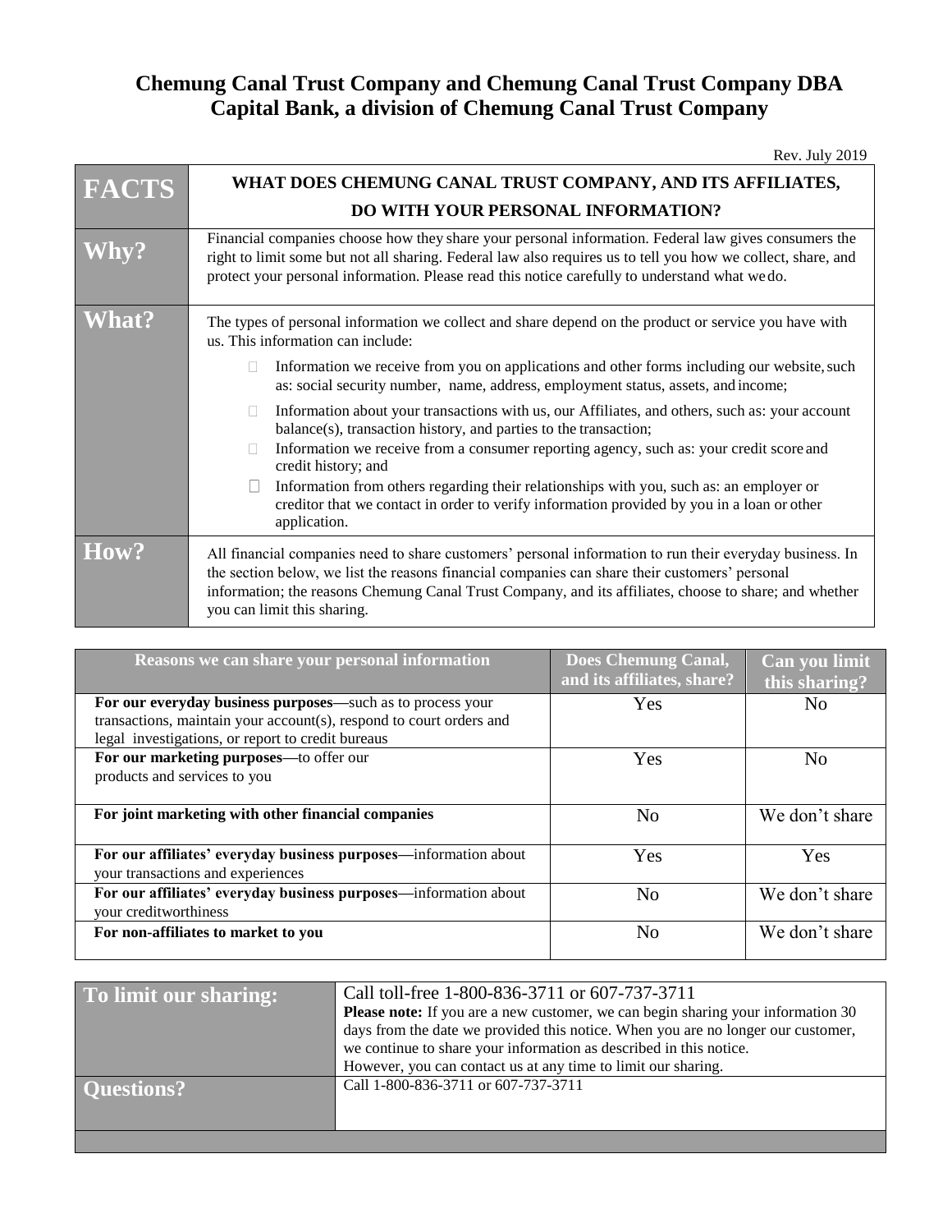# Chemung Canal Trust Company and Chemung Canal Trust Company DBA Capital Bank, a division of Chemung Canal Trust Company

Rev. July 2019

| FACTS | WHAT DOES CHEMUNG CANAL TRUST COMPANY, AND ITS AFFILIATES, DO WITH YOUR PERSONAL INFORMATION? |
|---|---|
| **Why?** | Financial companies choose how they share your personal information. Federal law gives consumers the right to limit some but not all sharing. Federal law also requires us to tell you how we collect, share, and protect your personal information. Please read this notice carefully to understand what we do. |
| **What?** | The types of personal information we collect and share depend on the product or service you have with us. This information can include:<br>• Information we receive from you on applications and other forms including our website, such as: social security number, name, address, employment status, assets, and income;<br>• Information about your transactions with us, our Affiliates, and others, such as: your account balance(s), transaction history, and parties to the transaction;<br>• Information we receive from a consumer reporting agency, such as: your credit score and credit history; and<br>• Information from others regarding their relationships with you, such as: an employer or creditor that we contact in order to verify information provided by you in a loan or other application. |
| **How?** | All financial companies need to share customers' personal information to run their everyday business. In the section below, we list the reasons financial companies can share their customers' personal information; the reasons Chemung Canal Trust Company, and its affiliates, choose to share; and whether you can limit this sharing. |

| Reasons we can share your personal information | Does Chemung Canal, and its affiliates, share? | Can you limit this sharing? |
|---|---|---|
| **For our everyday business purposes**—such as to process your transactions, maintain your account(s), respond to court orders and legal investigations, or report to credit bureaus | Yes | No |
| **For our marketing purposes**—to offer our products and services to you | Yes | No |
| **For joint marketing with other financial companies** | No | We don't share |
| **For our affiliates' everyday business purposes**—information about your transactions and experiences | Yes | Yes |
| **For our affiliates' everyday business purposes**—information about your creditworthiness | No | We don't share |
| **For non-affiliates to market to you** | No | We don't share |

| To limit our sharing: | Call toll-free 1-800-836-3711 or 607-737-3711<br>**Please note:** If you are a new customer, we can begin sharing your information 30 days from the date we provided this notice. When you are no longer our customer, we continue to share your information as described in this notice.<br>However, you can contact us at any time to limit our sharing. |
|---|---|
| **Questions?** | Call 1-800-836-3711 or 607-737-3711 |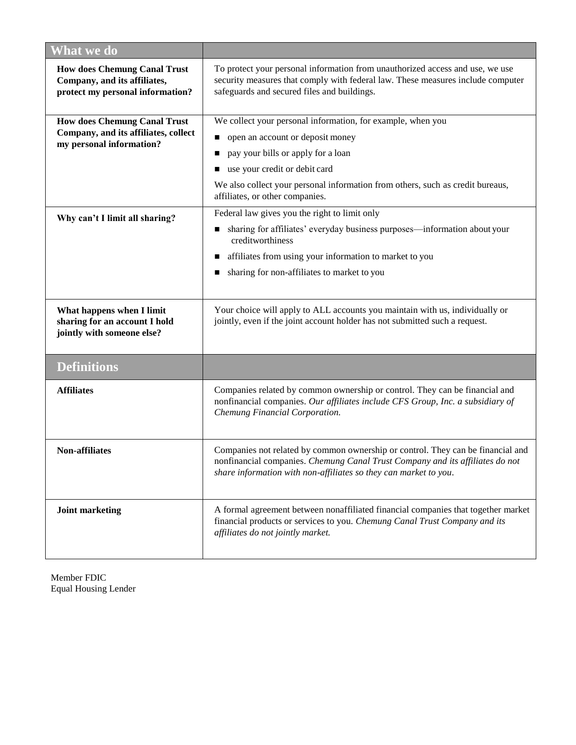| What we do | |
| --- | --- |
| **How does Chemung Canal Trust Company, and its affiliates, protect my personal information?** | To protect your personal information from unauthorized access and use, we use security measures that comply with federal law. These measures include computer safeguards and secured files and buildings. |
| **How does Chemung Canal Trust Company, and its affiliates, collect my personal information?** | We collect your personal information, for example, when you<br>■ open an account or deposit money<br>■ pay your bills or apply for a loan<br>■ use your credit or debit card<br>We also collect your personal information from others, such as credit bureaus, affiliates, or other companies. |
| **Why can't I limit all sharing?** | Federal law gives you the right to limit only<br>■ sharing for affiliates' everyday business purposes—information about your creditworthiness<br>■ affiliates from using your information to market to you<br>■ sharing for non-affiliates to market to you |
| **What happens when I limit sharing for an account I hold jointly with someone else?** | Your choice will apply to ALL accounts you maintain with us, individually or jointly, even if the joint account holder has not submitted such a request. |
| **Definitions** | |
| **Affiliates** | Companies related by common ownership or control. They can be financial and nonfinancial companies. *Our affiliates include CFS Group, Inc. a subsidiary of Chemung Financial Corporation.* |
| **Non-affiliates** | Companies not related by common ownership or control. They can be financial and nonfinancial companies. *Chemung Canal Trust Company and its affiliates do not share information with non-affiliates so they can market to you*. |
| **Joint marketing** | A formal agreement between nonaffiliated financial companies that together market financial products or services to you. *Chemung Canal Trust Company and its affiliates do not jointly market.* |

Member FDIC
Equal Housing Lender